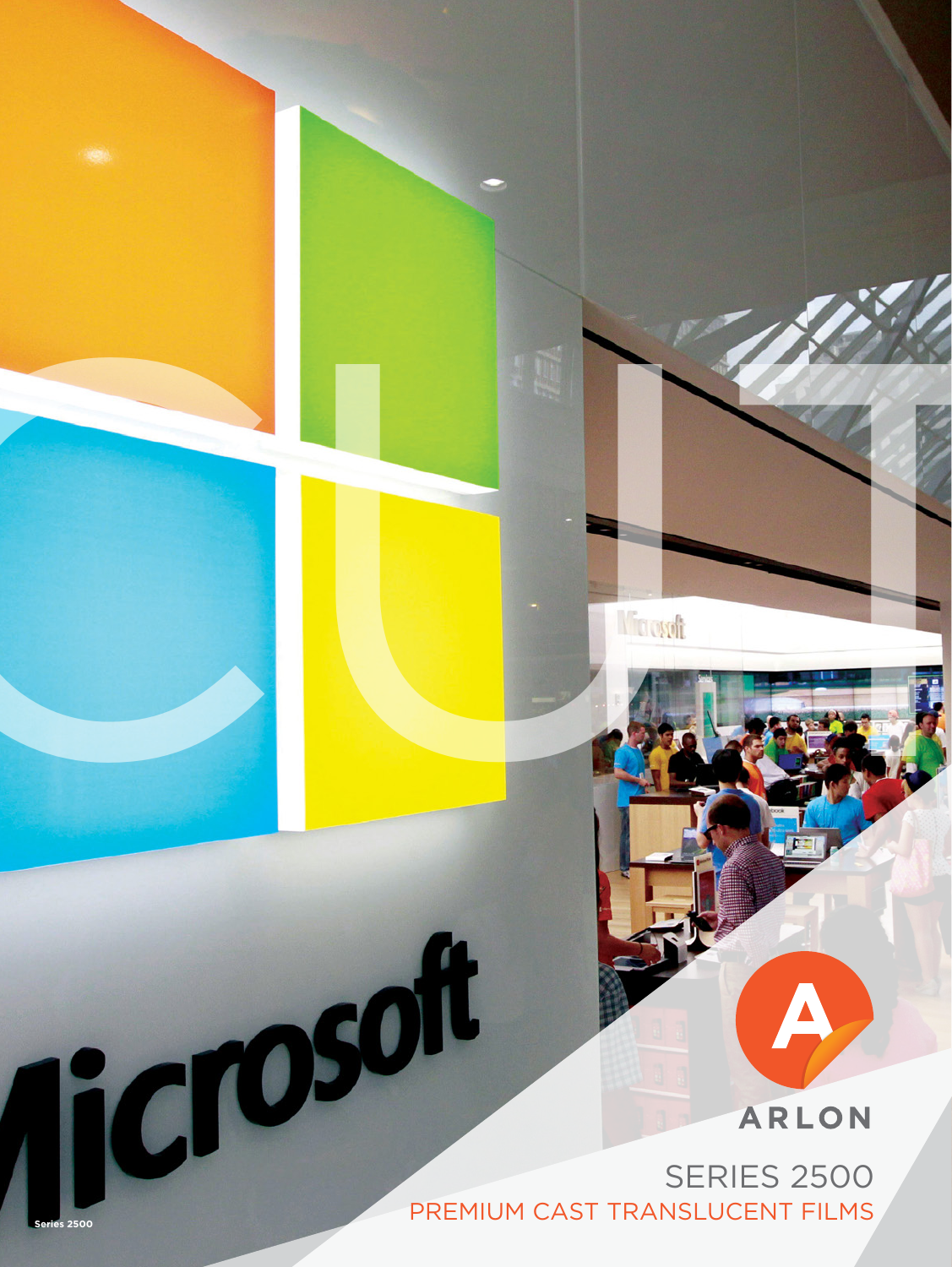ARLON

# SERIES 2500

## PREMIUM CAST TRANSLUCENT FILMS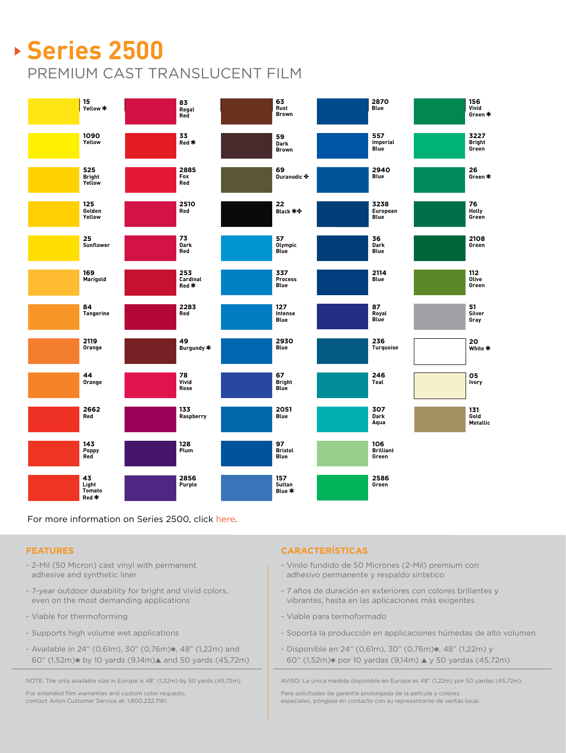# Series 2500

## PREMIUM CAST TRANSLUCENT FILM

| | | | | |
|---|---|---|---|---|
| 15 Yellow ✱ | 83 Regal Red | 63 Rust Brown | 2870 Blue | 156 Vivid Green ✱ |
| 1090 Yellow | 33 Red ✱ | 59 Dark Brown | 557 Imperial Blue | 3227 Bright Green |
| 525 Bright Yellow | 2885 Fox Red | 69 Duranodic ✤ | 2940 Blue | 26 Green ✱ |
| 125 Golden Yellow | 2510 Red | 22 Black ✱✤ | 3238 European Blue | 76 Holly Green |
| 25 Sunflower | 73 Dark Red | 57 Olympic Blue | 36 Dark Blue | 2108 Green |
| 169 Marigold | 253 Cardinal Red ✱ | 337 Process Blue | 2114 Blue | 112 Olive Green |
| 84 Tangerine | 2283 Red | 127 Intense Blue | 87 Royal Blue | 51 Silver Gray |
| 2119 Orange | 49 Burgundy ✱ | 2930 Blue | 236 Turquoise | 20 White ✱ |
| 44 Orange | 78 Vivid Rose | 67 Bright Blue | 246 Teal | 05 Ivory |
| 2662 Red | 133 Raspberry | 2051 Blue | 307 Dark Aqua | 131 Gold Metallic |
| 143 Poppy Red | 128 Plum | 97 Bristol Blue | 106 Brilliant Green | |
| 43 Light Tomato Red ✱ | 2856 Purple | 157 Sultan Blue ✱ | 2586 Green | |

For more information on Series 2500, click here.

### FEATURES

- 2-Mil (50 Micron) cast vinyl with permanent adhesive and synthetic liner
- 7-year outdoor durability for bright and vivid colors, even on the most demanding applications
- Viable for thermoforming
- Supports high volume wet applications
- Available in 24" (0,61m), 30" (0,76m)✱, 48" (1,22m) and 60" (1,52m)✱ by 10 yards (9,14m)▲ and 50 yards (45,72m)

NOTE: The only available size in Europe is 48" (1,22m) by 50 yards (45,72m).

For extended film warranties and custom color requests, contact Arlon Customer Service at: 1.800.232.7161.

### CARACTERÍSTICAS

- Vinilo fundido de 50 Micrones (2-Mil) premium con adhesivo permanente y respaldo sintetico
- 7 años de duración en exteriores con colores brillantes y vibrantes, hasta en las aplicaciones más exigentes
- Viable para termoformado
- Soporta la producción en applicaciones húmedas de alto volumen
- Disponible en 24" (0,61m), 30" (0,76m)✱, 48" (1,22m) y 60" (1,52m)✱ por 10 yardas (9,14m) ▲ y 50 yardas (45,72m)

AVISO: La unica medida disponible en Europa es 48" (1,22m) por 50 yardas (45,72m).

Para solicitudes de garantía prolongada de la película y colores especiales, póngase en contacto con su representante de ventas local.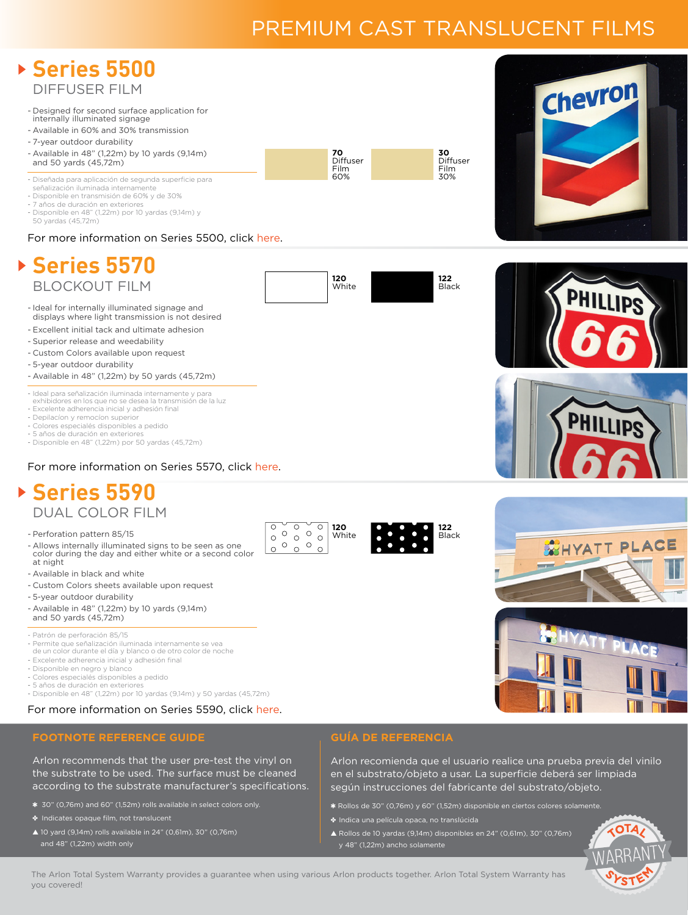# PREMIUM CAST TRANSLUCENT FILMS

## Series 5500

### DIFFUSER FILM

- Designed for second surface application for internally illuminated signage
- Available in 60% and 30% transmission
- 7-year outdoor durability
- Available in 48" (1,22m) by 10 yards (9,14m) and 50 yards (45,72m)

**70** Diffuser Film 60%

**30** Diffuser Film 30%

- Diseñada para aplicación de segunda superficie para señalización iluminada internamente
- Disponible en transmisión de 60% y de 30%
- 7 años de duración en exteriores
- Disponible en 48" (1,22m) por 10 yardas (9,14m) y 50 yardas (45,72m)

For more information on Series 5500, click here.

## Series 5570

### BLOCKOUT FILM

**120** White

**122** Black

- Ideal for internally illuminated signage and displays where light transmission is not desired
- Excellent initial tack and ultimate adhesion
- Superior release and weedability
- Custom Colors available upon request
- 5-year outdoor durability
- Available in 48" (1,22m) by 50 yards (45,72m)

- Ideal para señalización iluminada internamente y para exhibidores en los que no se desea la transmisión de la luz
- Excelente adherencia inicial y adhesión final
- Depilacion y remocion superior
- Colores especialés disponibles a pedido
- 5 años de duración en exteriores
- Disponible en 48" (1,22m) por 50 yardas (45,72m)

For more information on Series 5570, click here.

## Series 5590

### DUAL COLOR FILM

**120** White

**122** Black

- Perforation pattern 85/15
- Allows internally illuminated signs to be seen as one color during the day and either white or a second color at night
- Available in black and white
- Custom Colors sheets available upon request
- 5-year outdoor durability
- Available in 48" (1,22m) by 10 yards (9,14m) and 50 yards (45,72m)

- Patrón de perforación 85/15
- Permite que señalización iluminada internamente se vea de un color durante el día y blanco o de otro color de noche
- Excelente adherencia inicial y adhesión final
- Disponible en negro y blanco
- Colores especialés disponibles a pedido
- 5 años de duración en exteriores
- Disponible en 48" (1,22m) por 10 yardas (9,14m) y 50 yardas (45,72m)

For more information on Series 5590, click here.

## FOOTNOTE REFERENCE GUIDE

Arlon recommends that the user pre-test the vinyl on the substrate to be used. The surface must be cleaned according to the substrate manufacturer's specifications.

✱ 30" (0,76m) and 60" (1,52m) rolls available in select colors only.

✤ Indicates opaque film, not translucent

▲ 10 yard (9,14m) rolls available in 24" (0,61m), 30" (0,76m) and 48" (1,22m) width only

## GUÍA DE REFERENCIA

Arlon recomienda que el usuario realice una prueba previa del vinilo en el substrato/objeto a usar. La superficie deberá ser limpiada según instrucciones del fabricante del substrato/objeto.

✱ Rollos de 30" (0,76m) y 60" (1,52m) disponible en ciertos colores solamente.

✤ Indica una película opaca, no translúcida

▲ Rollos de 10 yardas (9,14m) disponibles en 24" (0,61m), 30" (0,76m) y 48" (1,22m) ancho solamente

The Arlon Total System Warranty provides a guarantee when using various Arlon products together. Arlon Total System Warranty has you covered!

TOTAL WARRANTY SYSTEM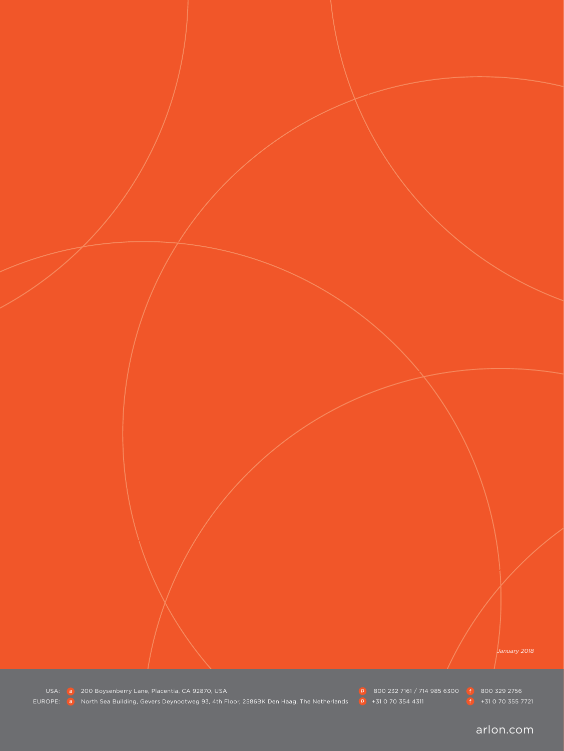*January 2018*

USA: a 200 Boysenberry Lane, Placentia, CA 92870, USA p 800 232 7161 / 714 985 6300 f 800 329 2756

EUROPE: a North Sea Building, Gevers Deynootweg 93, 4th Floor, 2586BK Den Haag, The Netherlands p +31 0 70 354 4311 f +31 0 70 355 7721

arlon.com